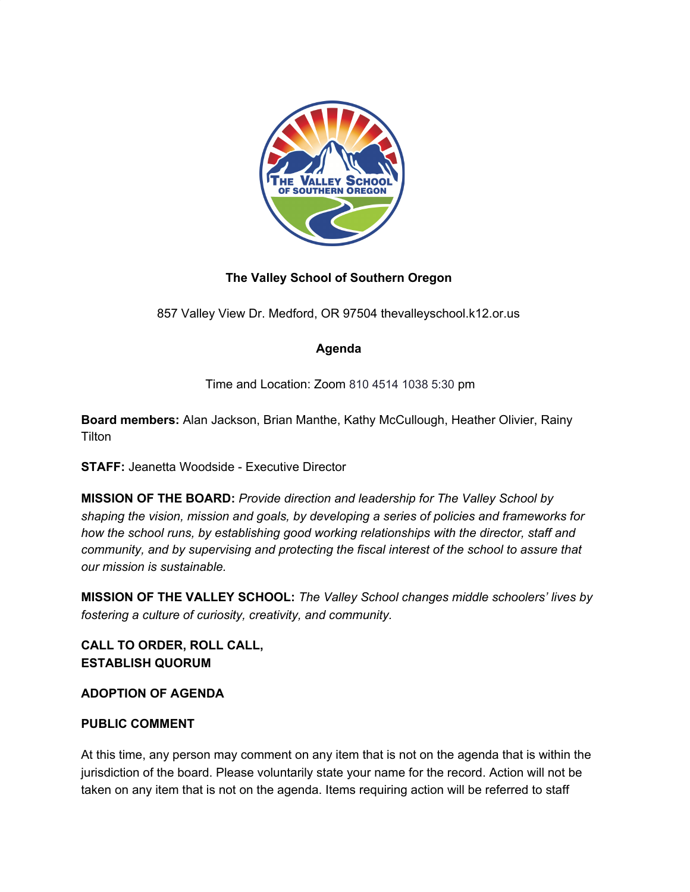**The Valley School of Southern Oregon**

857 Valley View Dr. Medford, OR 97504 thevalleyschool.k12.or.us

**Agenda**

Time and Location: Zoom 810 4514 1038 5:30 pm

**Board members:** Alan Jackson, Brian Manthe, Kathy McCullough, Heather Olivier, Rainy Tilton

**STAFF:** Jeanetta Woodside - Executive Director

**MISSION OF THE BOARD:** *Provide direction and leadership for The Valley School by shaping the vision, mission and goals, by developing a series of policies and frameworks for how the school runs, by establishing good working relationships with the director, staff and community, and by supervising and protecting the fiscal interest of the school to assure that our mission is sustainable.*

**MISSION OF THE VALLEY SCHOOL:** *The Valley School changes middle schoolers' lives by fostering a culture of curiosity, creativity, and community.*

**CALL TO ORDER, ROLL CALL,**
**ESTABLISH QUORUM**

**ADOPTION OF AGENDA**

**PUBLIC COMMENT**

At this time, any person may comment on any item that is not on the agenda that is within the jurisdiction of the board. Please voluntarily state your name for the record. Action will not be taken on any item that is not on the agenda. Items requiring action will be referred to staff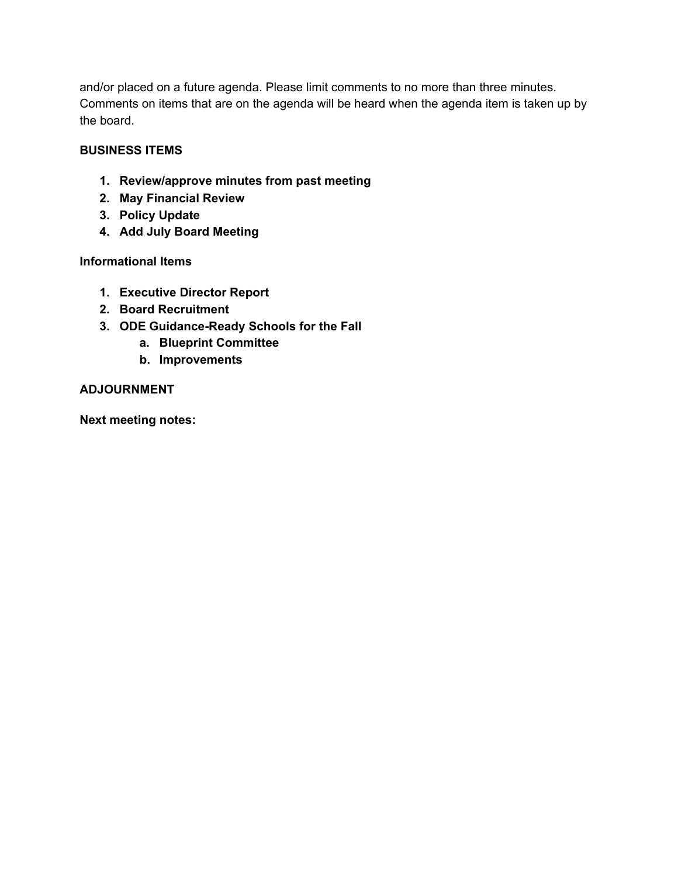and/or placed on a future agenda. Please limit comments to no more than three minutes. Comments on items that are on the agenda will be heard when the agenda item is taken up by the board.

**BUSINESS ITEMS**

1. **Review/approve minutes from past meeting**
2. **May Financial Review**
3. **Policy Update**
4. **Add July Board Meeting**

**Informational Items**

1. **Executive Director Report**
2. **Board Recruitment**
3. **ODE Guidance-Ready Schools for the Fall**
   a. **Blueprint Committee**
   b. **Improvements**

**ADJOURNMENT**

**Next meeting notes:**